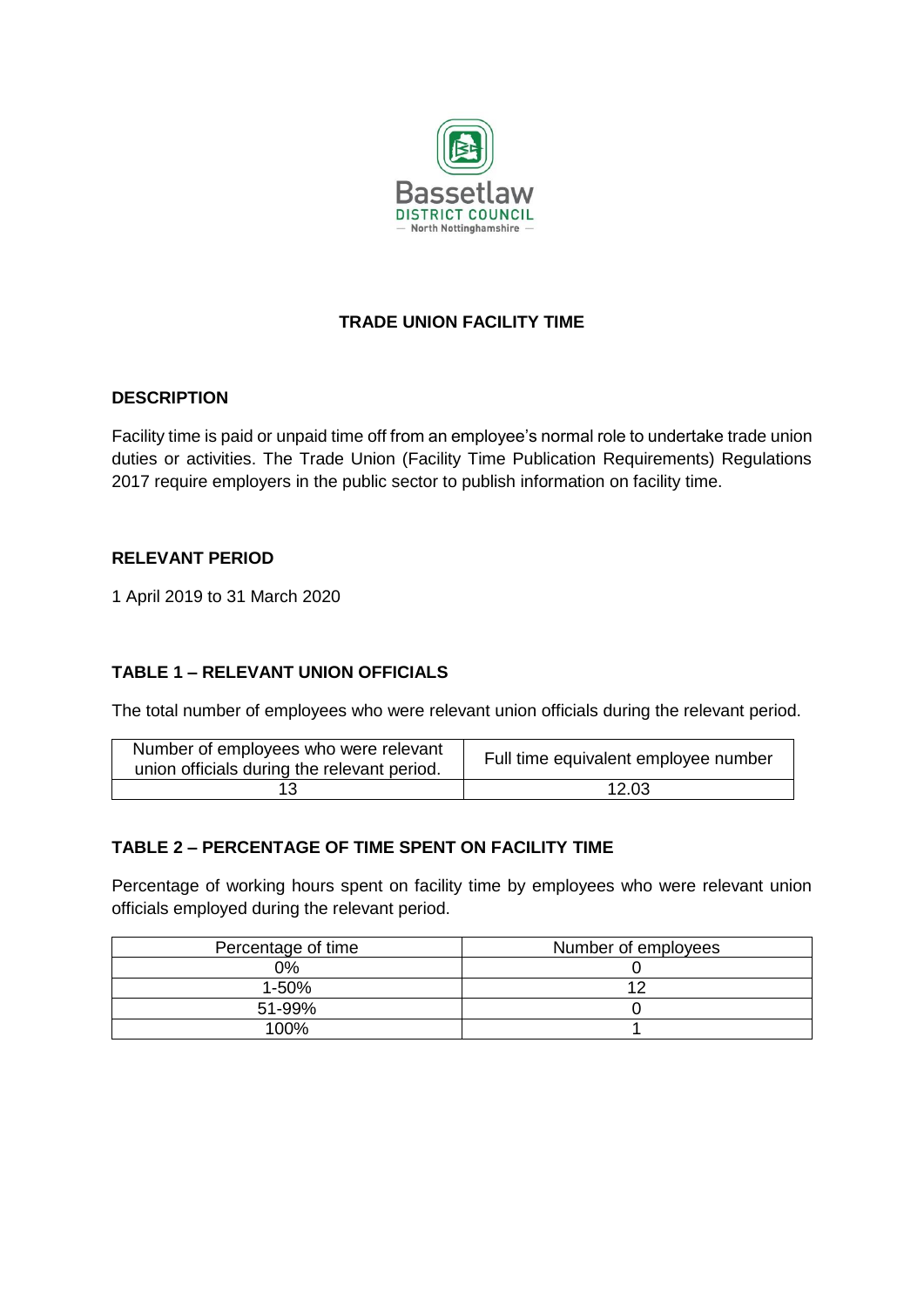Bassetlaw
DISTRICT COUNCIL
— North Nottinghamshire —

# TRADE UNION FACILITY TIME

## DESCRIPTION

Facility time is paid or unpaid time off from an employee's normal role to undertake trade union duties or activities. The Trade Union (Facility Time Publication Requirements) Regulations 2017 require employers in the public sector to publish information on facility time.

## RELEVANT PERIOD

1 April 2019 to 31 March 2020

## TABLE 1 – RELEVANT UNION OFFICIALS

The total number of employees who were relevant union officials during the relevant period.

| Number of employees who were relevant union officials during the relevant period. | Full time equivalent employee number |
|---|---|
| 13 | 12.03 |

## TABLE 2 – PERCENTAGE OF TIME SPENT ON FACILITY TIME

Percentage of working hours spent on facility time by employees who were relevant union officials employed during the relevant period.

| Percentage of time | Number of employees |
|---|---|
| 0% | 0 |
| 1-50% | 12 |
| 51-99% | 0 |
| 100% | 1 |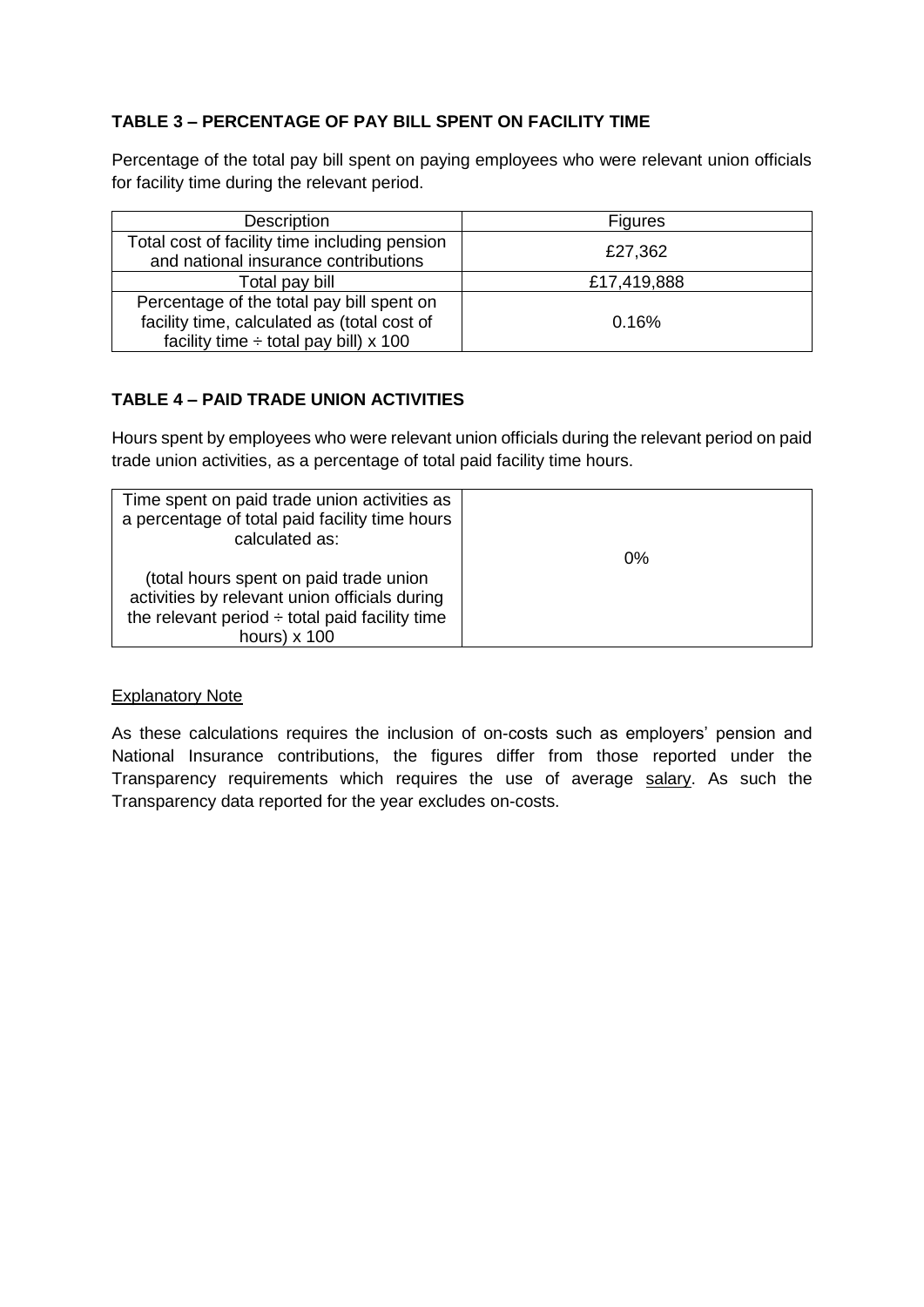### TABLE 3 – PERCENTAGE OF PAY BILL SPENT ON FACILITY TIME

Percentage of the total pay bill spent on paying employees who were relevant union officials for facility time during the relevant period.

| Description | Figures |
|---|---|
| Total cost of facility time including pension and national insurance contributions | £27,362 |
| Total pay bill | £17,419,888 |
| Percentage of the total pay bill spent on facility time, calculated as (total cost of facility time ÷ total pay bill) x 100 | 0.16% |

### TABLE 4 – PAID TRADE UNION ACTIVITIES

Hours spent by employees who were relevant union officials during the relevant period on paid trade union activities, as a percentage of total paid facility time hours.

| | |
|---|---|
| Time spent on paid trade union activities as a percentage of total paid facility time hours calculated as:<br><br>(total hours spent on paid trade union activities by relevant union officials during the relevant period ÷ total paid facility time hours) x 100 | 0% |

Explanatory Note

As these calculations requires the inclusion of on-costs such as employers' pension and National Insurance contributions, the figures differ from those reported under the Transparency requirements which requires the use of average salary. As such the Transparency data reported for the year excludes on-costs.